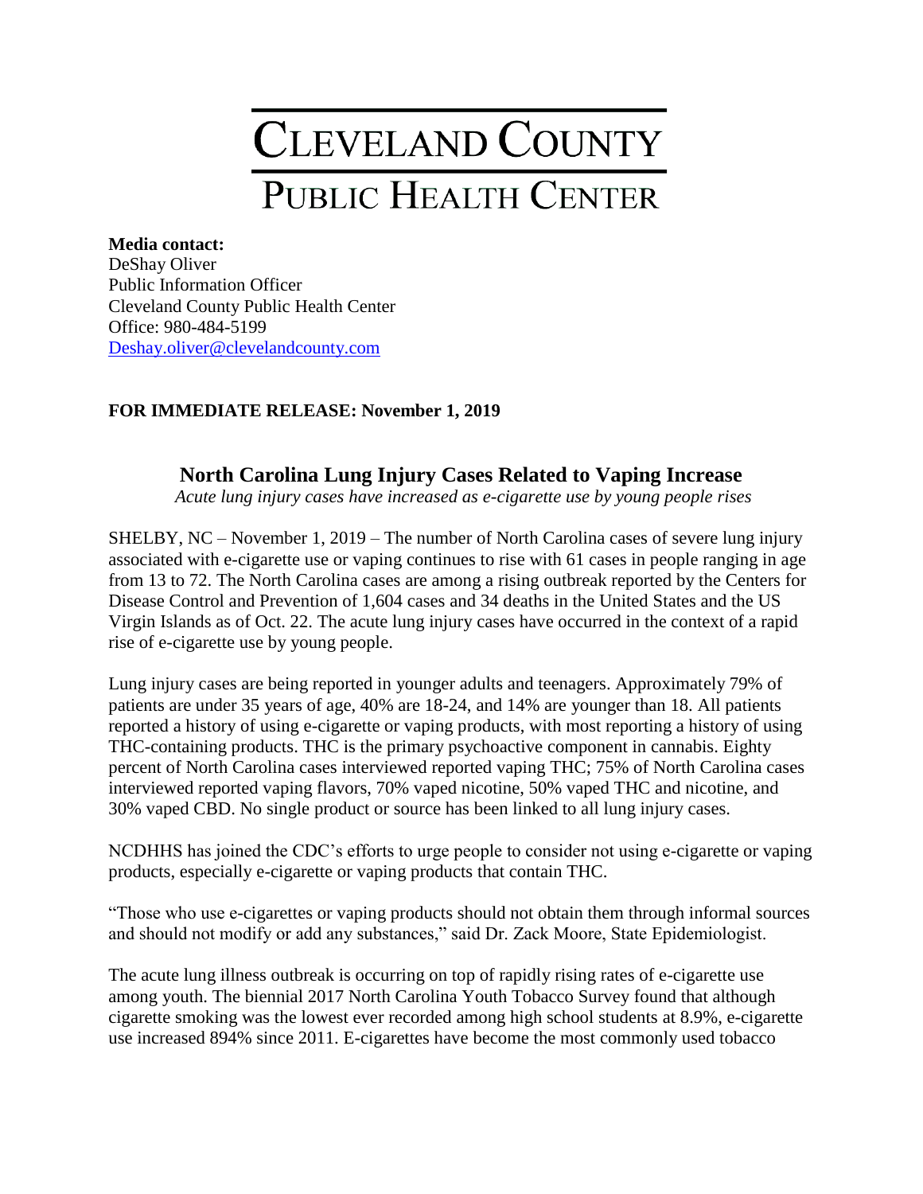# CLEVELAND COUNTY
## PUBLIC HEALTH CENTER

**Media contact:**
DeShay Oliver
Public Information Officer
Cleveland County Public Health Center
Office: 980-484-5199
[Deshay.oliver@clevelandcounty.com](mailto:Deshay.oliver@clevelandcounty.com)

**FOR IMMEDIATE RELEASE: November 1, 2019**

## North Carolina Lung Injury Cases Related to Vaping Increase

*Acute lung injury cases have increased as e-cigarette use by young people rises*

SHELBY, NC – November 1, 2019 – The number of North Carolina cases of severe lung injury associated with e-cigarette use or vaping continues to rise with 61 cases in people ranging in age from 13 to 72. The North Carolina cases are among a rising outbreak reported by the Centers for Disease Control and Prevention of 1,604 cases and 34 deaths in the United States and the US Virgin Islands as of Oct. 22. The acute lung injury cases have occurred in the context of a rapid rise of e-cigarette use by young people.

Lung injury cases are being reported in younger adults and teenagers. Approximately 79% of patients are under 35 years of age, 40% are 18-24, and 14% are younger than 18. All patients reported a history of using e-cigarette or vaping products, with most reporting a history of using THC-containing products. THC is the primary psychoactive component in cannabis. Eighty percent of North Carolina cases interviewed reported vaping THC; 75% of North Carolina cases interviewed reported vaping flavors, 70% vaped nicotine, 50% vaped THC and nicotine, and 30% vaped CBD. No single product or source has been linked to all lung injury cases.

NCDHHS has joined the CDC's efforts to urge people to consider not using e-cigarette or vaping products, especially e-cigarette or vaping products that contain THC.

"Those who use e-cigarettes or vaping products should not obtain them through informal sources and should not modify or add any substances," said Dr. Zack Moore, State Epidemiologist.

The acute lung illness outbreak is occurring on top of rapidly rising rates of e-cigarette use among youth. The biennial 2017 North Carolina Youth Tobacco Survey found that although cigarette smoking was the lowest ever recorded among high school students at 8.9%, e-cigarette use increased 894% since 2011. E-cigarettes have become the most commonly used tobacco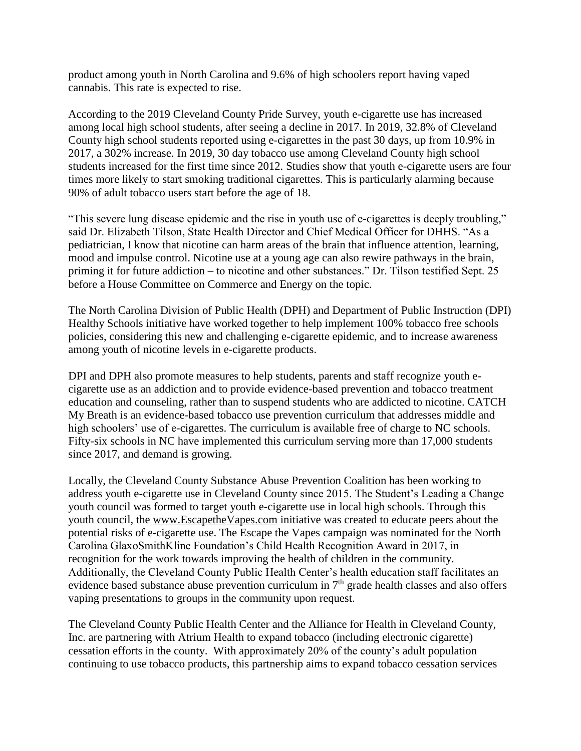product among youth in North Carolina and 9.6% of high schoolers report having vaped cannabis. This rate is expected to rise.

According to the 2019 Cleveland County Pride Survey, youth e-cigarette use has increased among local high school students, after seeing a decline in 2017. In 2019, 32.8% of Cleveland County high school students reported using e-cigarettes in the past 30 days, up from 10.9% in 2017, a 302% increase. In 2019, 30 day tobacco use among Cleveland County high school students increased for the first time since 2012. Studies show that youth e-cigarette users are four times more likely to start smoking traditional cigarettes. This is particularly alarming because 90% of adult tobacco users start before the age of 18.

"This severe lung disease epidemic and the rise in youth use of e-cigarettes is deeply troubling," said Dr. Elizabeth Tilson, State Health Director and Chief Medical Officer for DHHS. "As a pediatrician, I know that nicotine can harm areas of the brain that influence attention, learning, mood and impulse control. Nicotine use at a young age can also rewire pathways in the brain, priming it for future addiction – to nicotine and other substances." Dr. Tilson testified Sept. 25 before a House Committee on Commerce and Energy on the topic.

The North Carolina Division of Public Health (DPH) and Department of Public Instruction (DPI) Healthy Schools initiative have worked together to help implement 100% tobacco free schools policies, considering this new and challenging e-cigarette epidemic, and to increase awareness among youth of nicotine levels in e-cigarette products.

DPI and DPH also promote measures to help students, parents and staff recognize youth e-cigarette use as an addiction and to provide evidence-based prevention and tobacco treatment education and counseling, rather than to suspend students who are addicted to nicotine. CATCH My Breath is an evidence-based tobacco use prevention curriculum that addresses middle and high schoolers' use of e-cigarettes. The curriculum is available free of charge to NC schools. Fifty-six schools in NC have implemented this curriculum serving more than 17,000 students since 2017, and demand is growing.

Locally, the Cleveland County Substance Abuse Prevention Coalition has been working to address youth e-cigarette use in Cleveland County since 2015. The Student's Leading a Change youth council was formed to target youth e-cigarette use in local high schools. Through this youth council, the www.EscapetheVapes.com initiative was created to educate peers about the potential risks of e-cigarette use. The Escape the Vapes campaign was nominated for the North Carolina GlaxoSmithKline Foundation's Child Health Recognition Award in 2017, in recognition for the work towards improving the health of children in the community. Additionally, the Cleveland County Public Health Center's health education staff facilitates an evidence based substance abuse prevention curriculum in 7th grade health classes and also offers vaping presentations to groups in the community upon request.

The Cleveland County Public Health Center and the Alliance for Health in Cleveland County, Inc. are partnering with Atrium Health to expand tobacco (including electronic cigarette) cessation efforts in the county. With approximately 20% of the county's adult population continuing to use tobacco products, this partnership aims to expand tobacco cessation services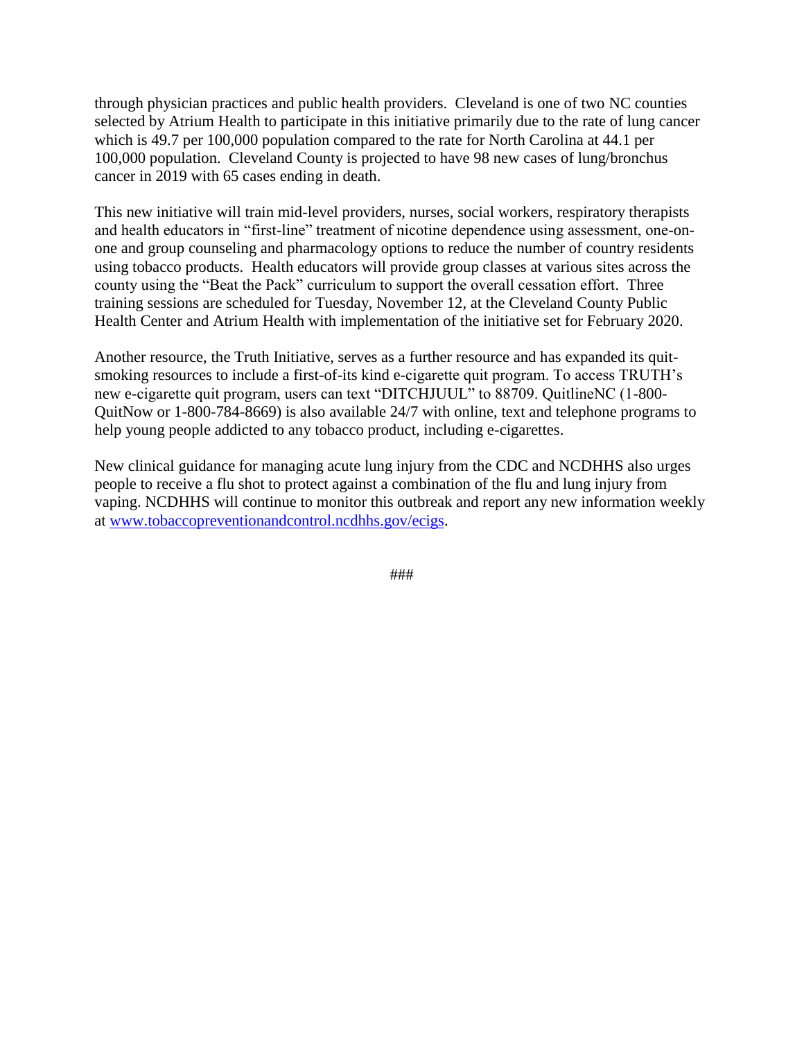through physician practices and public health providers. Cleveland is one of two NC counties selected by Atrium Health to participate in this initiative primarily due to the rate of lung cancer which is 49.7 per 100,000 population compared to the rate for North Carolina at 44.1 per 100,000 population. Cleveland County is projected to have 98 new cases of lung/bronchus cancer in 2019 with 65 cases ending in death.

This new initiative will train mid-level providers, nurses, social workers, respiratory therapists and health educators in "first-line" treatment of nicotine dependence using assessment, one-on-one and group counseling and pharmacology options to reduce the number of country residents using tobacco products. Health educators will provide group classes at various sites across the county using the "Beat the Pack" curriculum to support the overall cessation effort. Three training sessions are scheduled for Tuesday, November 12, at the Cleveland County Public Health Center and Atrium Health with implementation of the initiative set for February 2020.

Another resource, the Truth Initiative, serves as a further resource and has expanded its quit-smoking resources to include a first-of-its kind e-cigarette quit program. To access TRUTH's new e-cigarette quit program, users can text "DITCHJUUL" to 88709. QuitlineNC (1-800-QuitNow or 1-800-784-8669) is also available 24/7 with online, text and telephone programs to help young people addicted to any tobacco product, including e-cigarettes.

New clinical guidance for managing acute lung injury from the CDC and NCDHHS also urges people to receive a flu shot to protect against a combination of the flu and lung injury from vaping. NCDHHS will continue to monitor this outbreak and report any new information weekly at [www.tobaccopreventionandcontrol.ncdhhs.gov/ecigs](http://www.tobaccopreventionandcontrol.ncdhhs.gov/ecigs).

###